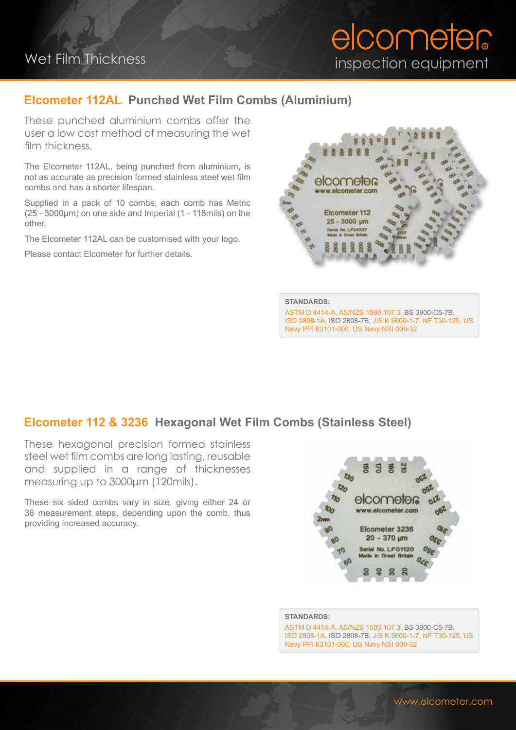# Wet Film Thickness

## Elcometer 112AL Punched Wet Film Combs (Aluminium)

These punched aluminium combs offer the user a low cost method of measuring the wet film thickness.

The Elcometer 112AL, being punched from aluminium, is not as accurate as precision formed stainless steel wet film combs and has a shorter lifespan.

Supplied in a pack of 10 combs, each comb has Metric (25 - 3000µm) on one side and Imperial (1 - 118mils) on the other.

The Elcometer 112AL can be customised with your logo.

Please contact Elcometer for further details.

**STANDARDS:**
ASTM D 4414-A, AS/NZS 1580.107.3, BS 3900-C5-7B, ISO 2808-1A, ISO 2808-7B, JIS K 5600-1-7, NF T30-125, US Navy PPI 63101-000, US Navy NSI 009-32

## Elcometer 112 & 3236 Hexagonal Wet Film Combs (Stainless Steel)

These hexagonal precision formed stainless steel wet film combs are long lasting, reusable and supplied in a range of thicknesses measuring up to 3000µm (120mils).

These six sided combs vary in size, giving either 24 or 36 measurement steps, depending upon the comb, thus providing increased accuracy.

**STANDARDS:**
ASTM D 4414-A, AS/NZS 1580.107.3, BS 3900-C5-7B, ISO 2808-1A, ISO 2808-7B, JIS K 5600-1-7, NF T30-125, US Navy PPI 63101-000, US Navy NSI 009-32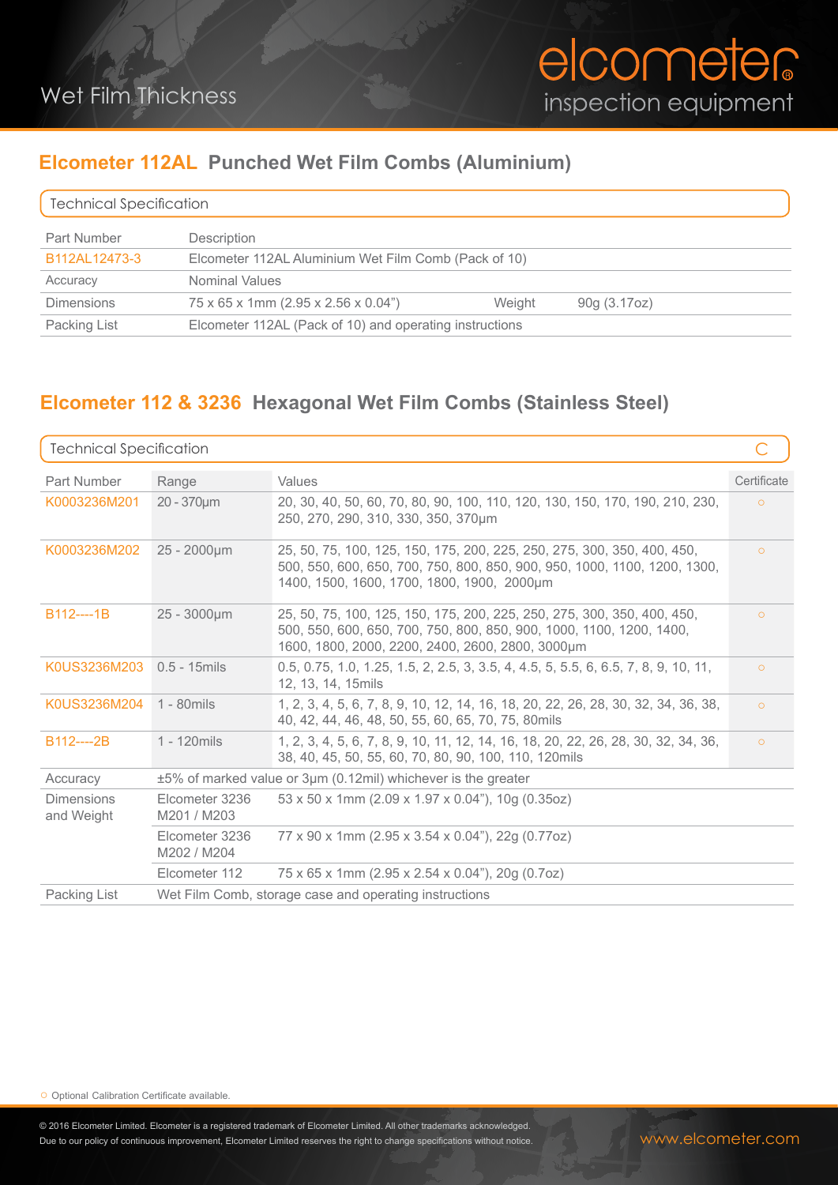Wet Film Thickness

elcometer inspection equipment

## Elcometer 112AL Punched Wet Film Combs (Aluminium)

Technical Specification

| Part Number | Description | | |
|---|---|---|---|
| B112AL12473-3 | Elcometer 112AL Aluminium Wet Film Comb (Pack of 10) | | |
| Accuracy | Nominal Values | | |
| Dimensions | 75 x 65 x 1mm (2.95 x 2.56 x 0.04") | Weight | 90g (3.17oz) |
| Packing List | Elcometer 112AL (Pack of 10) and operating instructions | | |

## Elcometer 112 & 3236 Hexagonal Wet Film Combs (Stainless Steel)

Technical Specification

| Part Number | Range | Values | Certificate |
|---|---|---|---|
| K0003236M201 | 20 - 370µm | 20, 30, 40, 50, 60, 70, 80, 90, 100, 110, 120, 130, 150, 170, 190, 210, 230, 250, 270, 290, 310, 330, 350, 370µm | ○ |
| K0003236M202 | 25 - 2000µm | 25, 50, 75, 100, 125, 150, 175, 200, 225, 250, 275, 300, 350, 400, 450, 500, 550, 600, 650, 700, 750, 800, 850, 900, 950, 1000, 1100, 1200, 1300, 1400, 1500, 1600, 1700, 1800, 1900, 2000µm | ○ |
| B112----1B | 25 - 3000µm | 25, 50, 75, 100, 125, 150, 175, 200, 225, 250, 275, 300, 350, 400, 450, 500, 550, 600, 650, 700, 750, 800, 850, 900, 1000, 1100, 1200, 1400, 1600, 1800, 2000, 2200, 2400, 2600, 2800, 3000µm | ○ |
| K0US3236M203 | 0.5 - 15mils | 0.5, 0.75, 1.0, 1.25, 1.5, 2, 2.5, 3, 3.5, 4, 4.5, 5, 5.5, 6, 6.5, 7, 8, 9, 10, 11, 12, 13, 14, 15mils | ○ |
| K0US3236M204 | 1 - 80mils | 1, 2, 3, 4, 5, 6, 7, 8, 9, 10, 12, 14, 16, 18, 20, 22, 26, 28, 30, 32, 34, 36, 38, 40, 42, 44, 46, 48, 50, 55, 60, 65, 70, 75, 80mils | ○ |
| B112----2B | 1 - 120mils | 1, 2, 3, 4, 5, 6, 7, 8, 9, 10, 11, 12, 14, 16, 18, 20, 22, 26, 28, 30, 32, 34, 36, 38, 40, 45, 50, 55, 60, 70, 80, 90, 100, 110, 120mils | ○ |
| Accuracy | ±5% of marked value or 3µm (0.12mil) whichever is the greater | | |
| Dimensions and Weight | Elcometer 3236 M201 / M203 | 53 x 50 x 1mm (2.09 x 1.97 x 0.04"), 10g (0.35oz) | |
| | Elcometer 3236 M202 / M204 | 77 x 90 x 1mm (2.95 x 3.54 x 0.04"), 22g (0.77oz) | |
| | Elcometer 112 | 75 x 65 x 1mm (2.95 x 2.54 x 0.04"), 20g (0.7oz) | |
| Packing List | Wet Film Comb, storage case and operating instructions | | |

○ Optional Calibration Certificate available.

© 2016 Elcometer Limited. Elcometer is a registered trademark of Elcometer Limited. All other trademarks acknowledged.
Due to our policy of continuous improvement, Elcometer Limited reserves the right to change specifications without notice.

www.elcometer.com